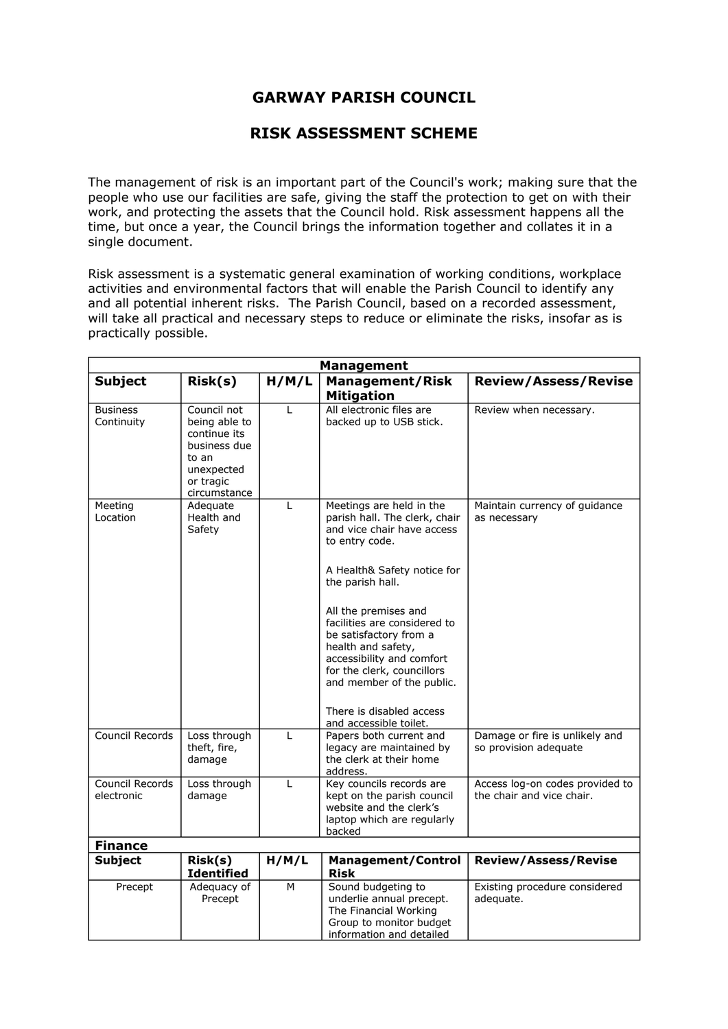# GARWAY PARISH COUNCIL

# RISK ASSESSMENT SCHEME

The management of risk is an important part of the Council's work; making sure that the people who use our facilities are safe, giving the staff the protection to get on with their work, and protecting the assets that the Council hold. Risk assessment happens all the time, but once a year, the Council brings the information together and collates it in a single document.

Risk assessment is a systematic general examination of working conditions, workplace activities and environmental factors that will enable the Parish Council to identify any and all potential inherent risks. The Parish Council, based on a recorded assessment, will take all practical and necessary steps to reduce or eliminate the risks, insofar as is practically possible.

| **Management** | | | | |
|---|---|---|---|---|
| **Subject** | **Risk(s)** | **H/M/L** | **Management/Risk Mitigation** | **Review/Assess/Revise** |
| Business Continuity | Council not being able to continue its business due to an unexpected or tragic circumstance | L | All electronic files are backed up to USB stick. | Review when necessary. |
| Meeting Location | Adequate Health and Safety | L | Meetings are held in the parish hall. The clerk, chair and vice chair have access to entry code.<br><br>A Health& Safety notice for the parish hall.<br><br>All the premises and facilities are considered to be satisfactory from a health and safety, accessibility and comfort for the clerk, councillors and member of the public.<br><br>There is disabled access and accessible toilet. | Maintain currency of guidance as necessary |
| Council Records | Loss through theft, fire, damage | L | Papers both current and legacy are maintained by the clerk at their home address. | Damage or fire is unlikely and so provision adequate |
| Council Records electronic | Loss through damage | L | Key councils records are kept on the parish council website and the clerk's laptop which are regularly backed | Access log-on codes provided to the chair and vice chair. |
| **Finance** | | | | |
| **Subject** | **Risk(s) Identified** | **H/M/L** | **Management/Control Risk** | **Review/Assess/Revise** |
| Precept | Adequacy of Precept | M | Sound budgeting to underlie annual precept. The Financial Working Group to monitor budget information and detailed | Existing procedure considered adequate. |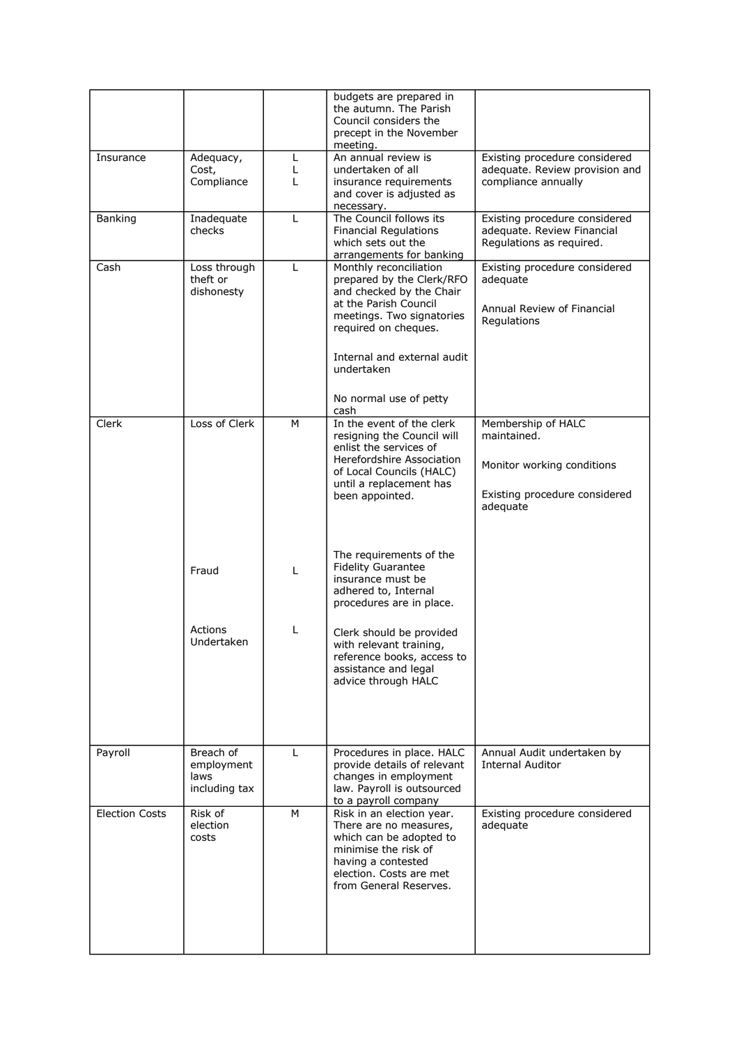| | | | | |
|---|---|---|---|---|
| | | | budgets are prepared in the autumn. The Parish Council considers the precept in the November meeting. | |
| Insurance | Adequacy, Cost, Compliance | L L L | An annual review is undertaken of all insurance requirements and cover is adjusted as necessary. | Existing procedure considered adequate. Review provision and compliance annually |
| Banking | Inadequate checks | L | The Council follows its Financial Regulations which sets out the arrangements for banking | Existing procedure considered adequate. Review Financial Regulations as required. |
| Cash | Loss through theft or dishonesty | L | Monthly reconciliation prepared by the Clerk/RFO and checked by the Chair at the Parish Council meetings. Two signatories required on cheques.<br><br>Internal and external audit undertaken<br><br>No normal use of petty cash | Existing procedure considered adequate<br><br>Annual Review of Financial Regulations |
| Clerk | Loss of Clerk | M | In the event of the clerk resigning the Council will enlist the services of Herefordshire Association of Local Councils (HALC) until a replacement has been appointed. | Membership of HALC maintained.<br><br>Monitor working conditions<br><br>Existing procedure considered adequate |
| | Fraud | L | The requirements of the Fidelity Guarantee insurance must be adhered to, Internal procedures are in place. | |
| | Actions Undertaken | L | Clerk should be provided with relevant training, reference books, access to assistance and legal advice through HALC | |
| Payroll | Breach of employment laws including tax | L | Procedures in place. HALC provide details of relevant changes in employment law. Payroll is outsourced to a payroll company | Annual Audit undertaken by Internal Auditor |
| Election Costs | Risk of election costs | M | Risk in an election year. There are no measures, which can be adopted to minimise the risk of having a contested election. Costs are met from General Reserves. | Existing procedure considered adequate |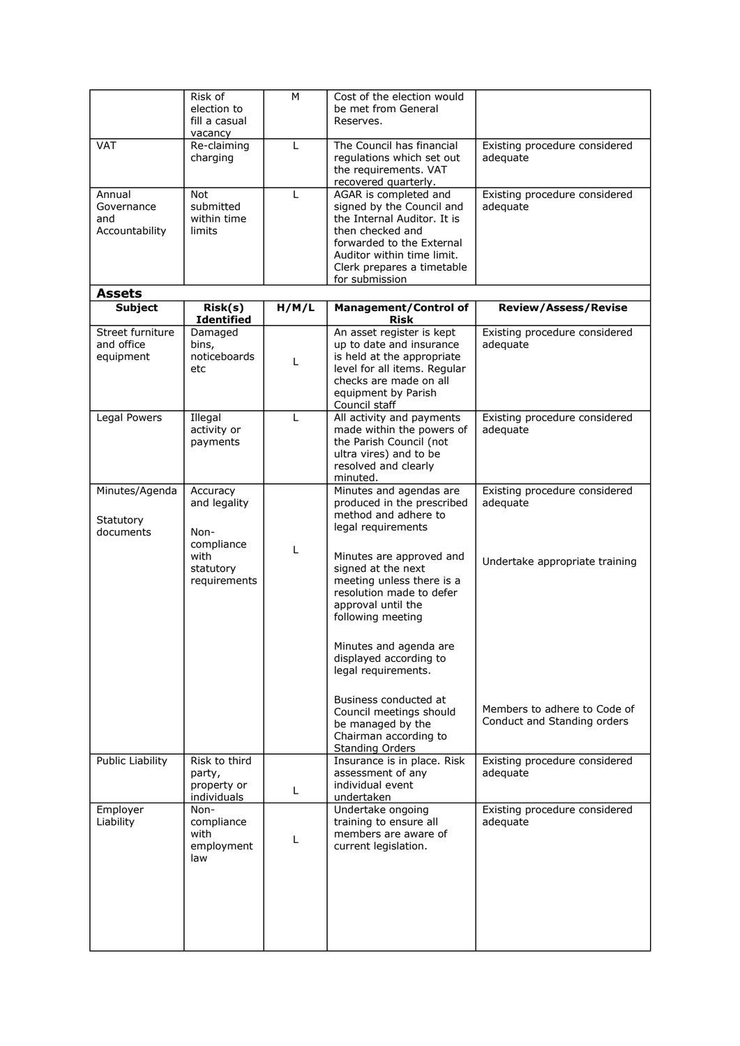| | | | | |
|---|---|---|---|---|
| | Risk of election to fill a casual vacancy | M | Cost of the election would be met from General Reserves. | |
| VAT | Re-claiming charging | L | The Council has financial regulations which set out the requirements. VAT recovered quarterly. | Existing procedure considered adequate |
| Annual Governance and Accountability | Not submitted within time limits | L | AGAR is completed and signed by the Council and the Internal Auditor. It is then checked and forwarded to the External Auditor within time limit. Clerk prepares a timetable for submission | Existing procedure considered adequate |

## Assets

| Subject | Risk(s) Identified | H/M/L | Management/Control of Risk | Review/Assess/Revise |
|---|---|---|---|---|
| Street furniture and office equipment | Damaged bins, noticeboards etc | L | An asset register is kept up to date and insurance is held at the appropriate level for all items. Regular checks are made on all equipment by Parish Council staff | Existing procedure considered adequate |
| Legal Powers | Illegal activity or payments | L | All activity and payments made within the powers of the Parish Council (not ultra vires) and to be resolved and clearly minuted. | Existing procedure considered adequate |
| Minutes/Agenda<br><br>Statutory documents | Accuracy and legality<br><br>Non-compliance with statutory requirements | L | Minutes and agendas are produced in the prescribed method and adhere to legal requirements<br><br>Minutes are approved and signed at the next meeting unless there is a resolution made to defer approval until the following meeting<br><br>Minutes and agenda are displayed according to legal requirements.<br><br>Business conducted at Council meetings should be managed by the Chairman according to Standing Orders | Existing procedure considered adequate<br><br>Undertake appropriate training<br><br>Members to adhere to Code of Conduct and Standing orders |
| Public Liability | Risk to third party, property or individuals | L | Insurance is in place. Risk assessment of any individual event undertaken | Existing procedure considered adequate |
| Employer Liability | Non-compliance with employment law | L | Undertake ongoing training to ensure all members are aware of current legislation. | Existing procedure considered adequate |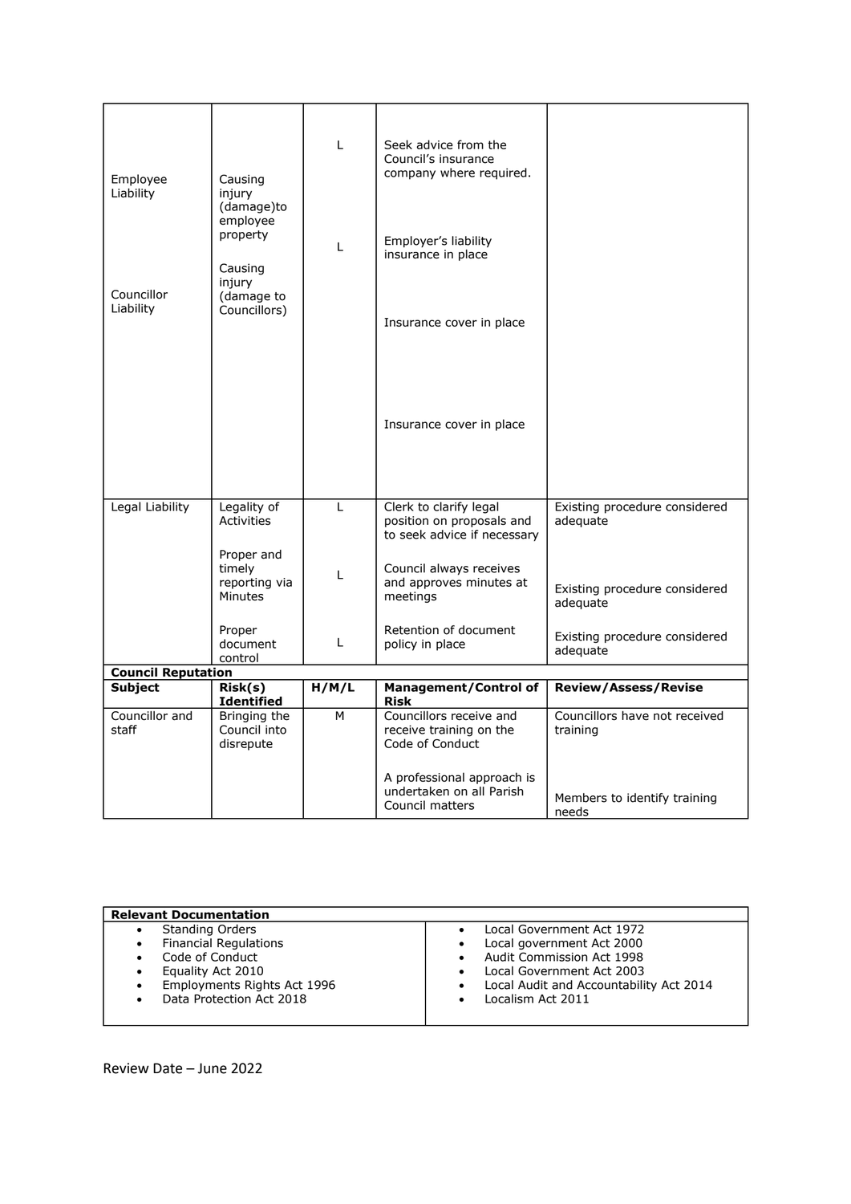| | | | | |
|---|---|---|---|---|
| Employee Liability<br><br>Councillor Liability | Causing injury (damage)to employee property<br><br>Causing injury (damage to Councillors) | L<br><br>L | Seek advice from the Council's insurance company where required.<br><br>Employer's liability insurance in place<br><br>Insurance cover in place<br><br>Insurance cover in place | |
| Legal Liability | Legality of Activities<br><br>Proper and timely reporting via Minutes<br><br>Proper document control | L<br><br>L<br><br>L | Clerk to clarify legal position on proposals and to seek advice if necessary<br><br>Council always receives and approves minutes at meetings<br><br>Retention of document policy in place | Existing procedure considered adequate<br><br>Existing procedure considered adequate<br><br>Existing procedure considered adequate |
| **Council Reputation** | | | | |
| **Subject** | **Risk(s) Identified** | **H/M/L** | **Management/Control of Risk** | **Review/Assess/Revise** |
| Councillor and staff | Bringing the Council into disrepute | M | Councillors receive and receive training on the Code of Conduct<br><br>A professional approach is undertaken on all Parish Council matters | Councillors have not received training<br><br>Members to identify training needs |

| **Relevant Documentation** | |
|---|---|
| • Standing Orders<br>• Financial Regulations<br>• Code of Conduct<br>• Equality Act 2010<br>• Employments Rights Act 1996<br>• Data Protection Act 2018 | • Local Government Act 1972<br>• Local government Act 2000<br>• Audit Commission Act 1998<br>• Local Government Act 2003<br>• Local Audit and Accountability Act 2014<br>• Localism Act 2011 |

Review Date – June 2022